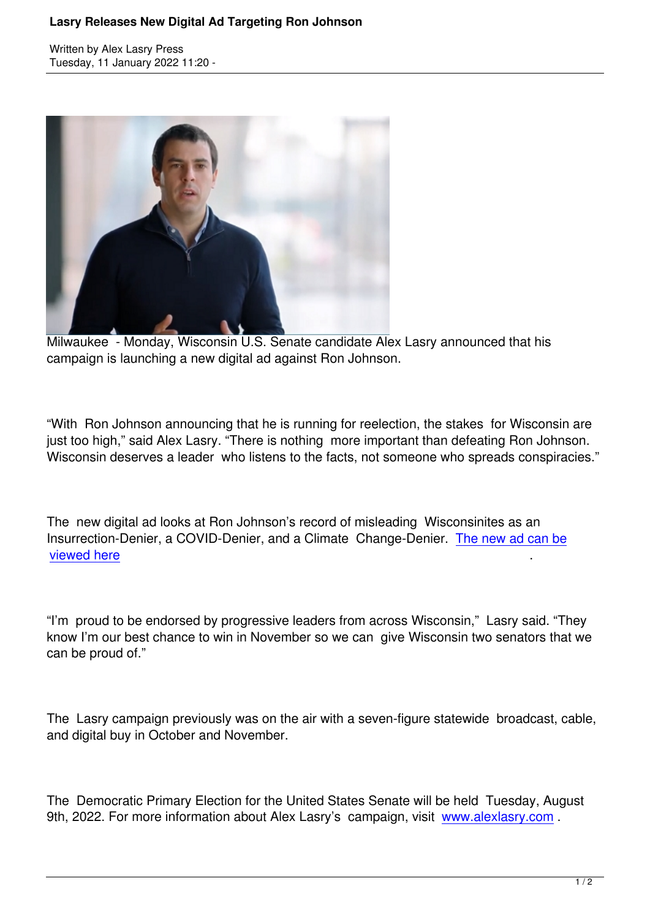# Lasry Releases New Digital Ad Targeting Ron Johnson

Written by Alex Lasry Press
Tuesday, 11 January 2022 11:20 -

Milwaukee - Monday, Wisconsin U.S. Senate candidate Alex Lasry announced that his campaign is launching a new digital ad against Ron Johnson.

"With Ron Johnson announcing that he is running for reelection, the stakes for Wisconsin are just too high," said Alex Lasry. "There is nothing more important than defeating Ron Johnson. Wisconsin deserves a leader who listens to the facts, not someone who spreads conspiracies."

The new digital ad looks at Ron Johnson's record of misleading Wisconsinites as an Insurrection-Denier, a COVID-Denier, and a Climate Change-Denier. The new ad can be viewed here.

"I'm proud to be endorsed by progressive leaders from across Wisconsin," Lasry said. "They know I'm our best chance to win in November so we can give Wisconsin two senators that we can be proud of."

The Lasry campaign previously was on the air with a seven-figure statewide broadcast, cable, and digital buy in October and November.

The Democratic Primary Election for the United States Senate will be held Tuesday, August 9th, 2022. For more information about Alex Lasry's campaign, visit www.alexlasry.com .